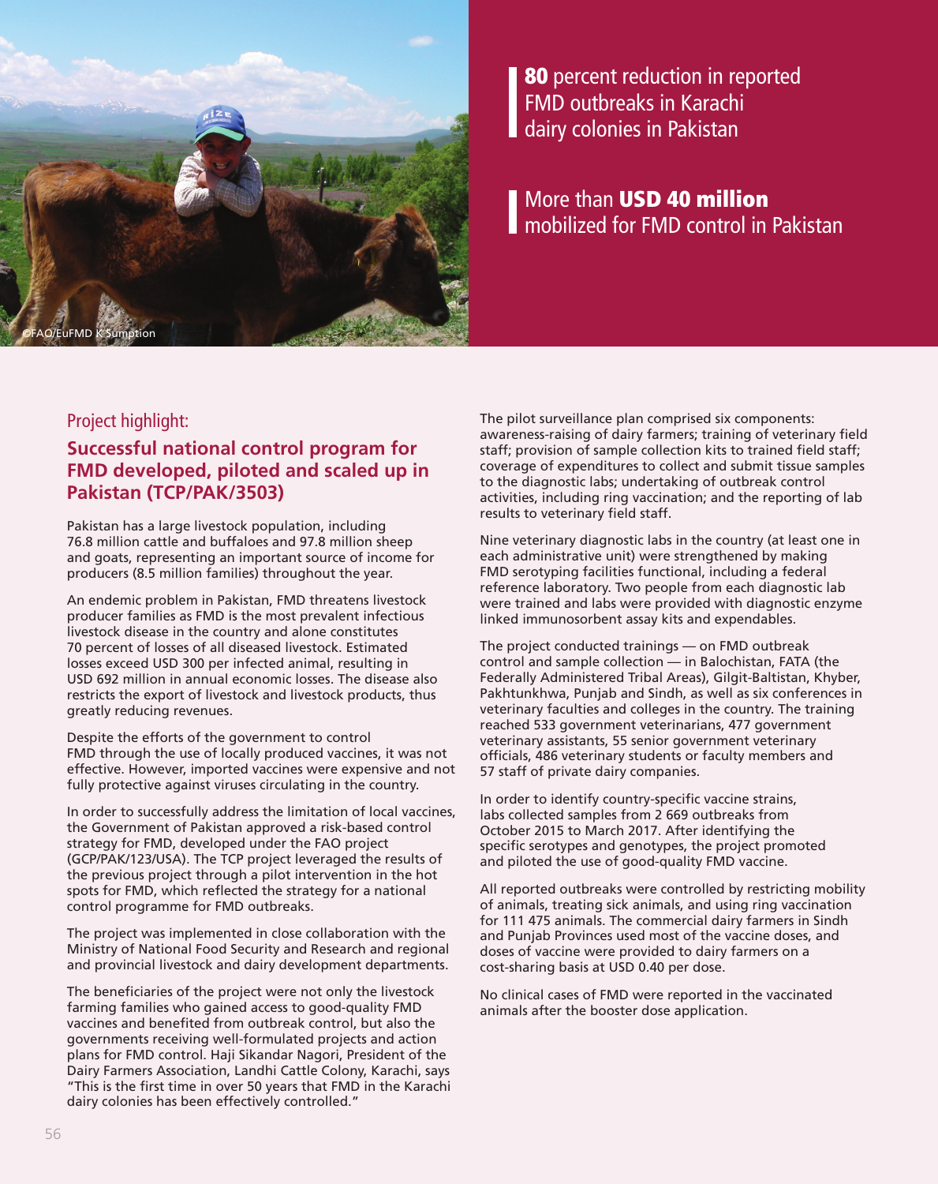©FAO/EuFMD K Sumption

**80** percent reduction in reported FMD outbreaks in Karachi dairy colonies in Pakistan

More than **USD 40 million** mobilized for FMD control in Pakistan

## Project highlight:

### Successful national control program for FMD developed, piloted and scaled up in Pakistan (TCP/PAK/3503)

Pakistan has a large livestock population, including 76.8 million cattle and buffaloes and 97.8 million sheep and goats, representing an important source of income for producers (8.5 million families) throughout the year.

An endemic problem in Pakistan, FMD threatens livestock producer families as FMD is the most prevalent infectious livestock disease in the country and alone constitutes 70 percent of losses of all diseased livestock. Estimated losses exceed USD 300 per infected animal, resulting in USD 692 million in annual economic losses. The disease also restricts the export of livestock and livestock products, thus greatly reducing revenues.

Despite the efforts of the government to control FMD through the use of locally produced vaccines, it was not effective. However, imported vaccines were expensive and not fully protective against viruses circulating in the country.

In order to successfully address the limitation of local vaccines, the Government of Pakistan approved a risk-based control strategy for FMD, developed under the FAO project (GCP/PAK/123/USA). The TCP project leveraged the results of the previous project through a pilot intervention in the hot spots for FMD, which reflected the strategy for a national control programme for FMD outbreaks.

The project was implemented in close collaboration with the Ministry of National Food Security and Research and regional and provincial livestock and dairy development departments.

The beneficiaries of the project were not only the livestock farming families who gained access to good-quality FMD vaccines and benefited from outbreak control, but also the governments receiving well-formulated projects and action plans for FMD control. Haji Sikandar Nagori, President of the Dairy Farmers Association, Landhi Cattle Colony, Karachi, says "This is the first time in over 50 years that FMD in the Karachi dairy colonies has been effectively controlled."

The pilot surveillance plan comprised six components: awareness-raising of dairy farmers; training of veterinary field staff; provision of sample collection kits to trained field staff; coverage of expenditures to collect and submit tissue samples to the diagnostic labs; undertaking of outbreak control activities, including ring vaccination; and the reporting of lab results to veterinary field staff.

Nine veterinary diagnostic labs in the country (at least one in each administrative unit) were strengthened by making FMD serotyping facilities functional, including a federal reference laboratory. Two people from each diagnostic lab were trained and labs were provided with diagnostic enzyme linked immunosorbent assay kits and expendables.

The project conducted trainings — on FMD outbreak control and sample collection — in Balochistan, FATA (the Federally Administered Tribal Areas), Gilgit-Baltistan, Khyber, Pakhtunkhwa, Punjab and Sindh, as well as six conferences in veterinary faculties and colleges in the country. The training reached 533 government veterinarians, 477 government veterinary assistants, 55 senior government veterinary officials, 486 veterinary students or faculty members and 57 staff of private dairy companies.

In order to identify country-specific vaccine strains, labs collected samples from 2 669 outbreaks from October 2015 to March 2017. After identifying the specific serotypes and genotypes, the project promoted and piloted the use of good-quality FMD vaccine.

All reported outbreaks were controlled by restricting mobility of animals, treating sick animals, and using ring vaccination for 111 475 animals. The commercial dairy farmers in Sindh and Punjab Provinces used most of the vaccine doses, and doses of vaccine were provided to dairy farmers on a cost-sharing basis at USD 0.40 per dose.

No clinical cases of FMD were reported in the vaccinated animals after the booster dose application.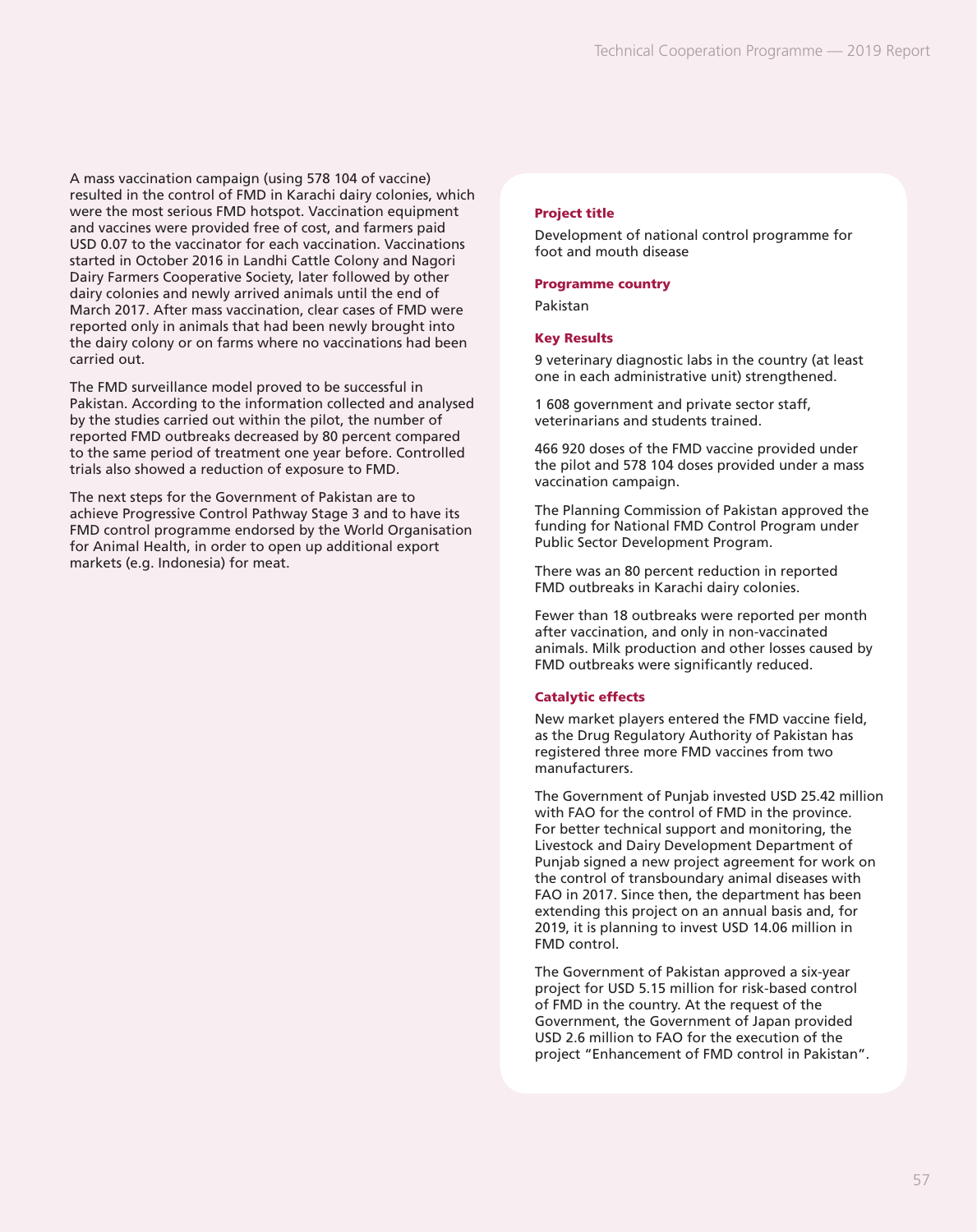A mass vaccination campaign (using 578 104 of vaccine) resulted in the control of FMD in Karachi dairy colonies, which were the most serious FMD hotspot. Vaccination equipment and vaccines were provided free of cost, and farmers paid USD 0.07 to the vaccinator for each vaccination. Vaccinations started in October 2016 in Landhi Cattle Colony and Nagori Dairy Farmers Cooperative Society, later followed by other dairy colonies and newly arrived animals until the end of March 2017. After mass vaccination, clear cases of FMD were reported only in animals that had been newly brought into the dairy colony or on farms where no vaccinations had been carried out.

The FMD surveillance model proved to be successful in Pakistan. According to the information collected and analysed by the studies carried out within the pilot, the number of reported FMD outbreaks decreased by 80 percent compared to the same period of treatment one year before. Controlled trials also showed a reduction of exposure to FMD.

The next steps for the Government of Pakistan are to achieve Progressive Control Pathway Stage 3 and to have its FMD control programme endorsed by the World Organisation for Animal Health, in order to open up additional export markets (e.g. Indonesia) for meat.

#### Project title

Development of national control programme for foot and mouth disease

#### Programme country

Pakistan

#### Key Results

9 veterinary diagnostic labs in the country (at least one in each administrative unit) strengthened.

1 608 government and private sector staff, veterinarians and students trained.

466 920 doses of the FMD vaccine provided under the pilot and 578 104 doses provided under a mass vaccination campaign.

The Planning Commission of Pakistan approved the funding for National FMD Control Program under Public Sector Development Program.

There was an 80 percent reduction in reported FMD outbreaks in Karachi dairy colonies.

Fewer than 18 outbreaks were reported per month after vaccination, and only in non-vaccinated animals. Milk production and other losses caused by FMD outbreaks were significantly reduced.

#### Catalytic effects

New market players entered the FMD vaccine field, as the Drug Regulatory Authority of Pakistan has registered three more FMD vaccines from two manufacturers.

The Government of Punjab invested USD 25.42 million with FAO for the control of FMD in the province. For better technical support and monitoring, the Livestock and Dairy Development Department of Punjab signed a new project agreement for work on the control of transboundary animal diseases with FAO in 2017. Since then, the department has been extending this project on an annual basis and, for 2019, it is planning to invest USD 14.06 million in FMD control.

The Government of Pakistan approved a six-year project for USD 5.15 million for risk-based control of FMD in the country. At the request of the Government, the Government of Japan provided USD 2.6 million to FAO for the execution of the project "Enhancement of FMD control in Pakistan".